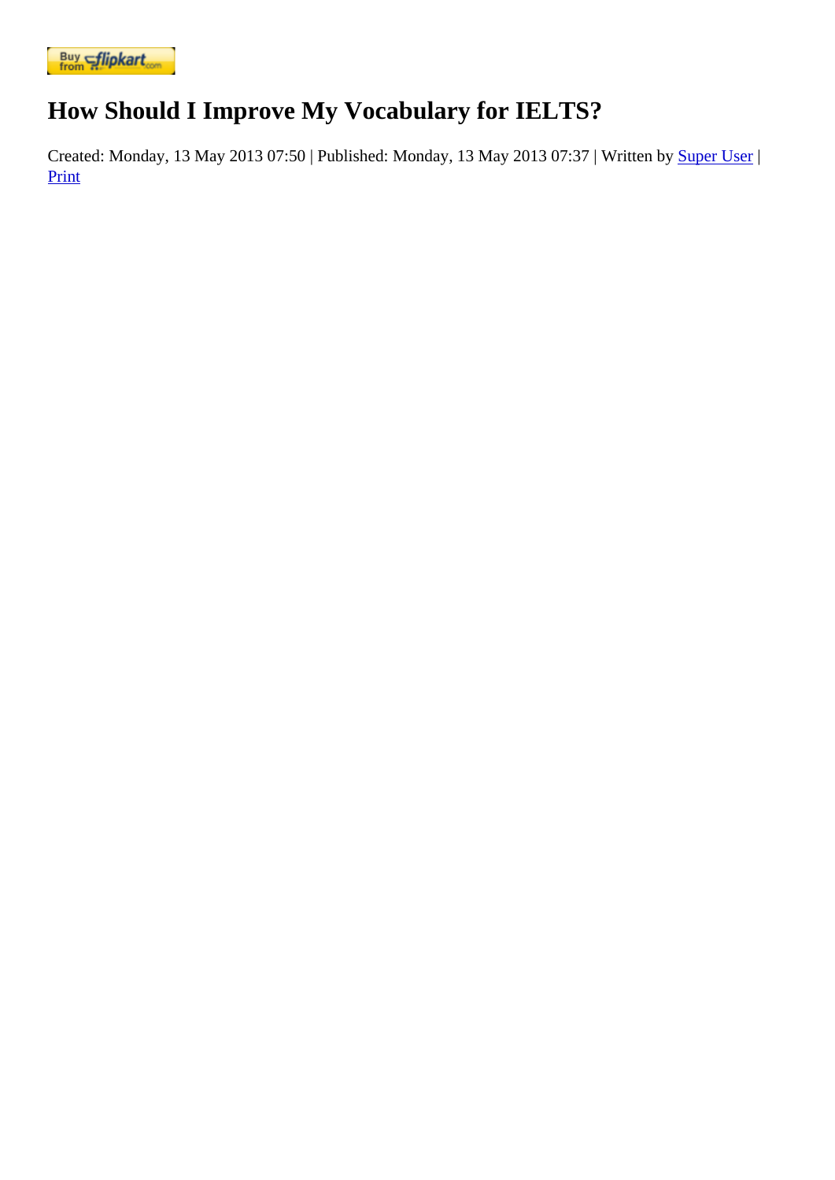Buy from flipkart.com

# How Should I Improve My Vocabulary for IELTS?

Created: Monday, 13 May 2013 07:50 | Published: Monday, 13 May 2013 07:37 | Written by Super User | Print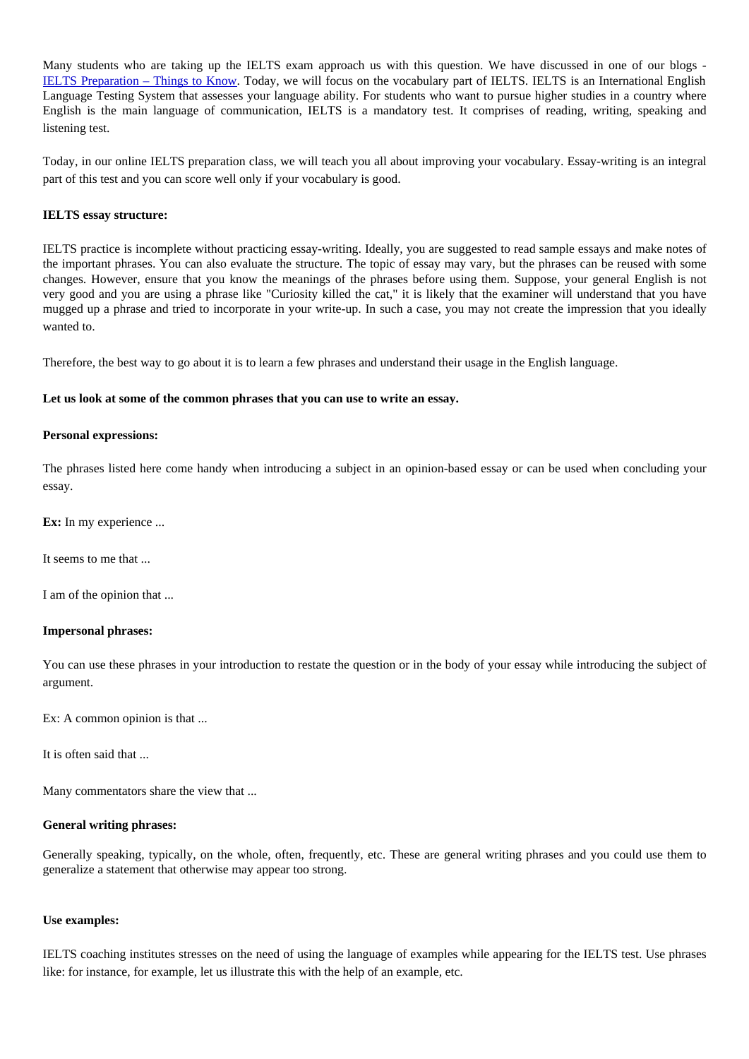Many students who are taking up the IELTS exam approach us with this question. We have discussed in one of our blogs - [IELTS Preparation – Things to Know](). Today, we will focus on the vocabulary part of IELTS. IELTS is an International English Language Testing System that assesses your language ability. For students who want to pursue higher studies in a country where English is the main language of communication, IELTS is a mandatory test. It comprises of reading, writing, speaking and listening test.

Today, in our online IELTS preparation class, we will teach you all about improving your vocabulary. Essay-writing is an integral part of this test and you can score well only if your vocabulary is good.

**IELTS essay structure:**

IELTS practice is incomplete without practicing essay-writing. Ideally, you are suggested to read sample essays and make notes of the important phrases. You can also evaluate the structure. The topic of essay may vary, but the phrases can be reused with some changes. However, ensure that you know the meanings of the phrases before using them. Suppose, your general English is not very good and you are using a phrase like "Curiosity killed the cat," it is likely that the examiner will understand that you have mugged up a phrase and tried to incorporate in your write-up. In such a case, you may not create the impression that you ideally wanted to.

Therefore, the best way to go about it is to learn a few phrases and understand their usage in the English language.

**Let us look at some of the common phrases that you can use to write an essay.**

**Personal expressions:**

The phrases listed here come handy when introducing a subject in an opinion-based essay or can be used when concluding your essay.

**Ex:** In my experience ...

It seems to me that ...

I am of the opinion that ...

**Impersonal phrases:**

You can use these phrases in your introduction to restate the question or in the body of your essay while introducing the subject of argument.

Ex: A common opinion is that ...

It is often said that ...

Many commentators share the view that ...

**General writing phrases:**

Generally speaking, typically, on the whole, often, frequently, etc. These are general writing phrases and you could use them to generalize a statement that otherwise may appear too strong.

**Use examples:**

IELTS coaching institutes stresses on the need of using the language of examples while appearing for the IELTS test. Use phrases like: for instance, for example, let us illustrate this with the help of an example, etc.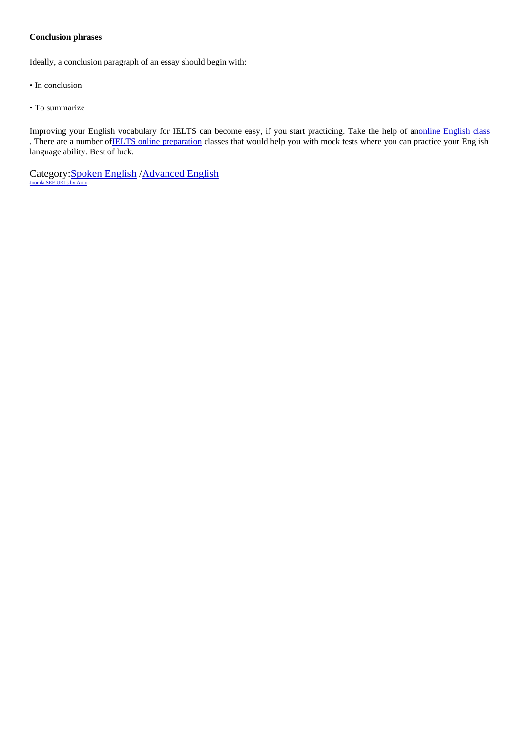**Conclusion phrases**

Ideally, a conclusion paragraph of an essay should begin with:

• In conclusion

• To summarize

Improving your English vocabulary for IELTS can become easy, if you start practicing. Take the help of an online English class . There are a number of IELTS online preparation classes that would help you with mock tests where you can practice your English language ability. Best of luck.

Category: Spoken English / Advanced English

Joomla SEF URLs by Artio